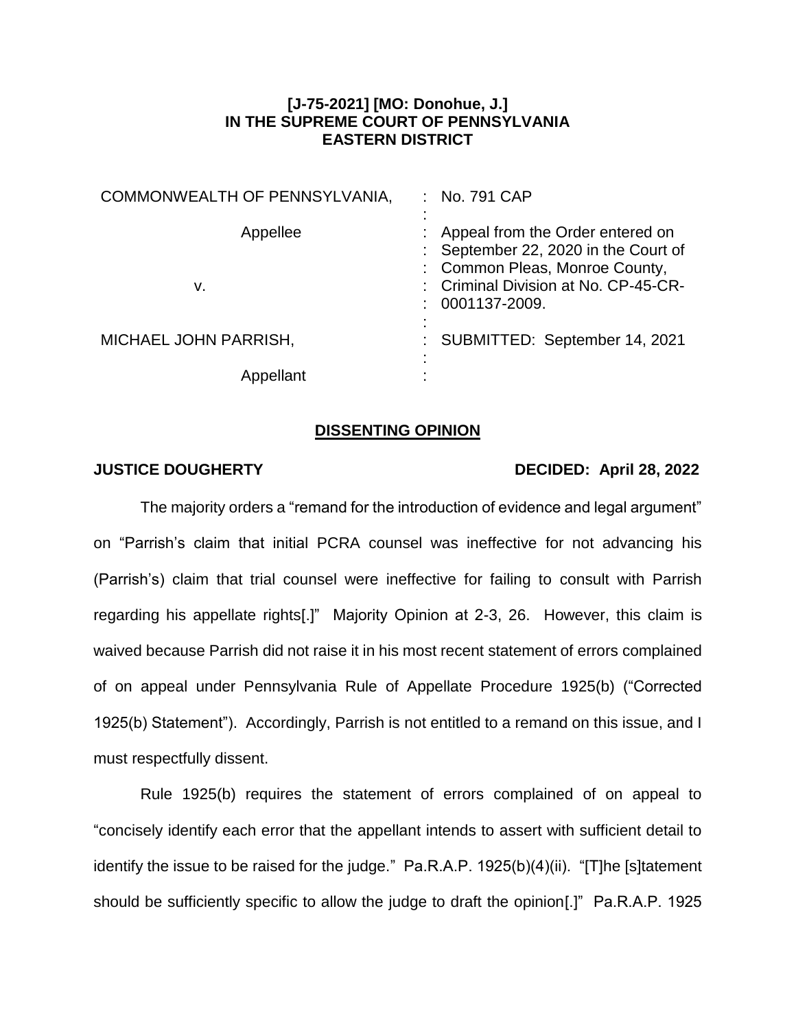**[J-75-2021] [MO: Donohue, J.]**
**IN THE SUPREME COURT OF PENNSYLVANIA**
**EASTERN DISTRICT**

| | | |
|---|---|---|
| COMMONWEALTH OF PENNSYLVANIA, | : | No. 791 CAP |
| Appellee | : | Appeal from the Order entered on September 22, 2020 in the Court of Common Pleas, Monroe County, Criminal Division at No. CP-45-CR-0001137-2009. |
| v. | : | |
| MICHAEL JOHN PARRISH, | : | SUBMITTED: September 14, 2021 |
| Appellant | : | |

## DISSENTING OPINION

**JUSTICE DOUGHERTY** **DECIDED: April 28, 2022**

The majority orders a "remand for the introduction of evidence and legal argument" on "Parrish's claim that initial PCRA counsel was ineffective for not advancing his (Parrish's) claim that trial counsel were ineffective for failing to consult with Parrish regarding his appellate rights[.]" Majority Opinion at 2-3, 26. However, this claim is waived because Parrish did not raise it in his most recent statement of errors complained of on appeal under Pennsylvania Rule of Appellate Procedure 1925(b) ("Corrected 1925(b) Statement"). Accordingly, Parrish is not entitled to a remand on this issue, and I must respectfully dissent.

Rule 1925(b) requires the statement of errors complained of on appeal to "concisely identify each error that the appellant intends to assert with sufficient detail to identify the issue to be raised for the judge." Pa.R.A.P. 1925(b)(4)(ii). "[T]he [s]tatement should be sufficiently specific to allow the judge to draft the opinion[.]" Pa.R.A.P. 1925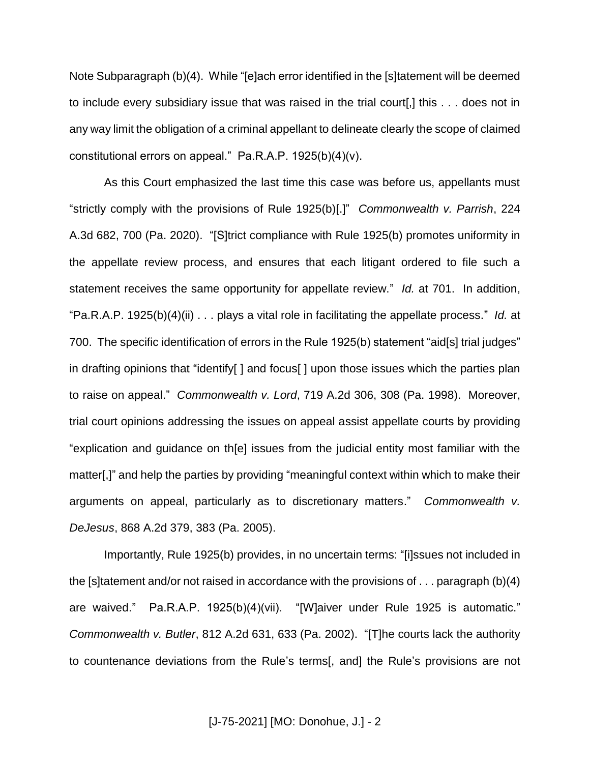Note Subparagraph (b)(4). While "[e]ach error identified in the [s]tatement will be deemed to include every subsidiary issue that was raised in the trial court[,] this . . . does not in any way limit the obligation of a criminal appellant to delineate clearly the scope of claimed constitutional errors on appeal." Pa.R.A.P. 1925(b)(4)(v).

As this Court emphasized the last time this case was before us, appellants must "strictly comply with the provisions of Rule 1925(b)[.]" *Commonwealth v. Parrish*, 224 A.3d 682, 700 (Pa. 2020). "[S]trict compliance with Rule 1925(b) promotes uniformity in the appellate review process, and ensures that each litigant ordered to file such a statement receives the same opportunity for appellate review." *Id.* at 701. In addition, "Pa.R.A.P. 1925(b)(4)(ii) . . . plays a vital role in facilitating the appellate process." *Id.* at 700. The specific identification of errors in the Rule 1925(b) statement "aid[s] trial judges" in drafting opinions that "identify[ ] and focus[ ] upon those issues which the parties plan to raise on appeal." *Commonwealth v. Lord*, 719 A.2d 306, 308 (Pa. 1998). Moreover, trial court opinions addressing the issues on appeal assist appellate courts by providing "explication and guidance on th[e] issues from the judicial entity most familiar with the matter[,]" and help the parties by providing "meaningful context within which to make their arguments on appeal, particularly as to discretionary matters." *Commonwealth v. DeJesus*, 868 A.2d 379, 383 (Pa. 2005).

Importantly, Rule 1925(b) provides, in no uncertain terms: "[i]ssues not included in the [s]tatement and/or not raised in accordance with the provisions of . . . paragraph (b)(4) are waived." Pa.R.A.P. 1925(b)(4)(vii). "[W]aiver under Rule 1925 is automatic." *Commonwealth v. Butler*, 812 A.2d 631, 633 (Pa. 2002). "[T]he courts lack the authority to countenance deviations from the Rule's terms[, and] the Rule's provisions are not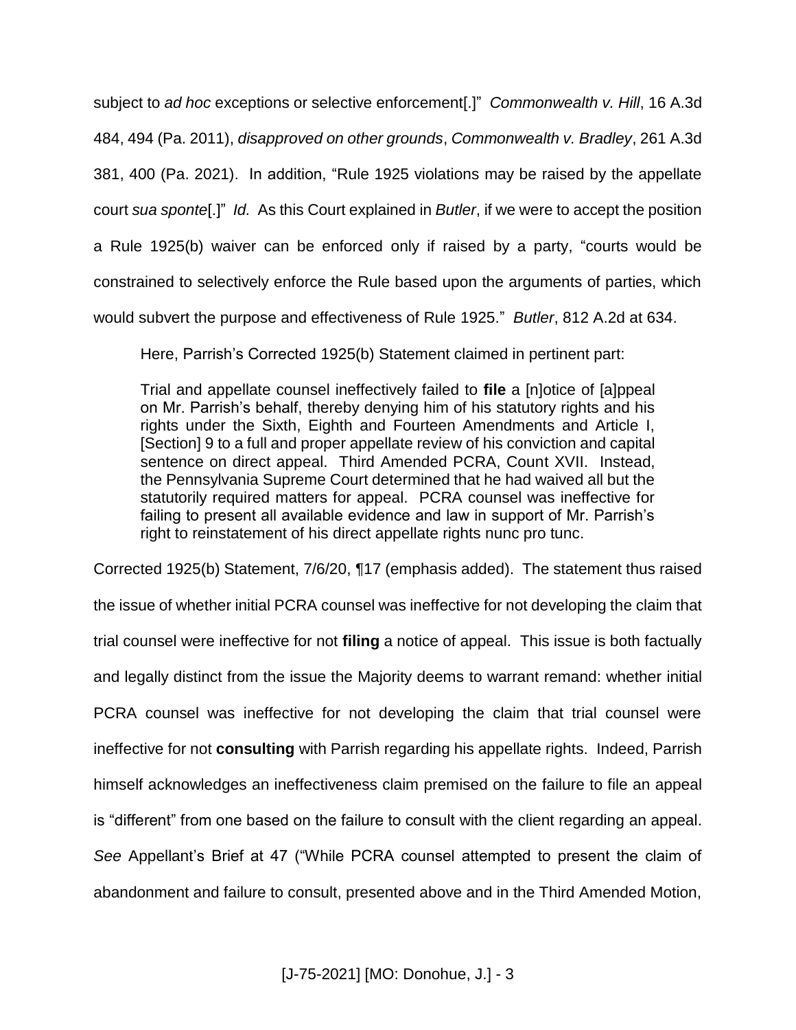subject to *ad hoc* exceptions or selective enforcement[.]" *Commonwealth v. Hill*, 16 A.3d 484, 494 (Pa. 2011), *disapproved on other grounds*, *Commonwealth v. Bradley*, 261 A.3d 381, 400 (Pa. 2021). In addition, "Rule 1925 violations may be raised by the appellate court *sua sponte*[.]" *Id.* As this Court explained in *Butler*, if we were to accept the position a Rule 1925(b) waiver can be enforced only if raised by a party, "courts would be constrained to selectively enforce the Rule based upon the arguments of parties, which would subvert the purpose and effectiveness of Rule 1925." *Butler*, 812 A.2d at 634.

Here, Parrish's Corrected 1925(b) Statement claimed in pertinent part:

> Trial and appellate counsel ineffectively failed to **file** a [n]otice of [a]ppeal on Mr. Parrish's behalf, thereby denying him of his statutory rights and his rights under the Sixth, Eighth and Fourteen Amendments and Article I, [Section] 9 to a full and proper appellate review of his conviction and capital sentence on direct appeal. Third Amended PCRA, Count XVII. Instead, the Pennsylvania Supreme Court determined that he had waived all but the statutorily required matters for appeal. PCRA counsel was ineffective for failing to present all available evidence and law in support of Mr. Parrish's right to reinstatement of his direct appellate rights nunc pro tunc.

Corrected 1925(b) Statement, 7/6/20, ¶17 (emphasis added). The statement thus raised the issue of whether initial PCRA counsel was ineffective for not developing the claim that trial counsel were ineffective for not **filing** a notice of appeal. This issue is both factually and legally distinct from the issue the Majority deems to warrant remand: whether initial PCRA counsel was ineffective for not developing the claim that trial counsel were ineffective for not **consulting** with Parrish regarding his appellate rights. Indeed, Parrish himself acknowledges an ineffectiveness claim premised on the failure to file an appeal is "different" from one based on the failure to consult with the client regarding an appeal. *See* Appellant's Brief at 47 ("While PCRA counsel attempted to present the claim of abandonment and failure to consult, presented above and in the Third Amended Motion,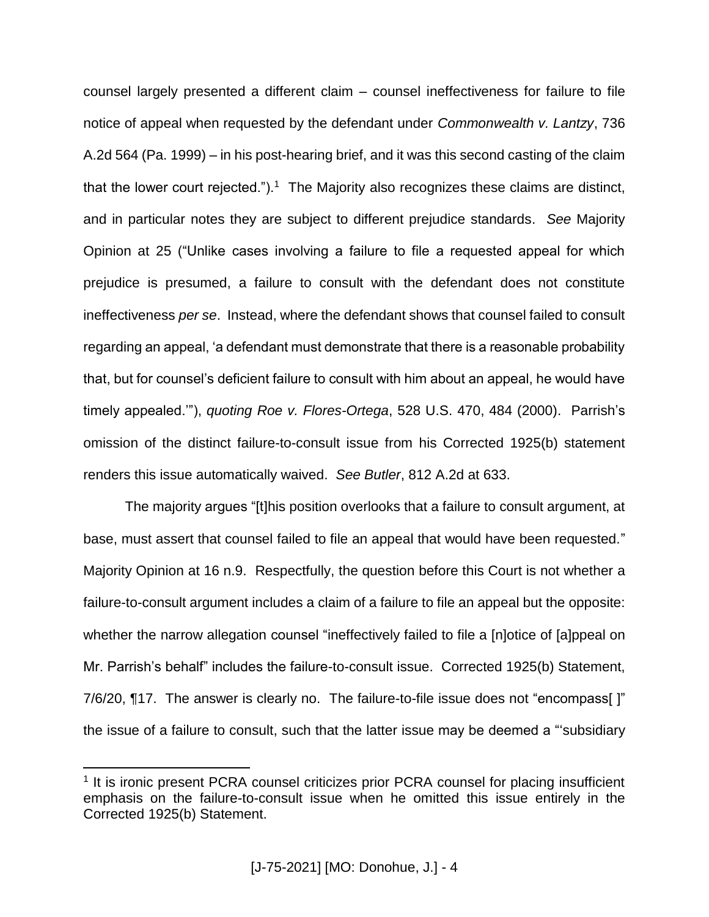counsel largely presented a different claim – counsel ineffectiveness for failure to file notice of appeal when requested by the defendant under *Commonwealth v. Lantzy*, 736 A.2d 564 (Pa. 1999) – in his post-hearing brief, and it was this second casting of the claim that the lower court rejected.").[1] The Majority also recognizes these claims are distinct, and in particular notes they are subject to different prejudice standards. *See* Majority Opinion at 25 ("Unlike cases involving a failure to file a requested appeal for which prejudice is presumed, a failure to consult with the defendant does not constitute ineffectiveness *per se*. Instead, where the defendant shows that counsel failed to consult regarding an appeal, 'a defendant must demonstrate that there is a reasonable probability that, but for counsel's deficient failure to consult with him about an appeal, he would have timely appealed.'"), *quoting Roe v. Flores-Ortega*, 528 U.S. 470, 484 (2000). Parrish's omission of the distinct failure-to-consult issue from his Corrected 1925(b) statement renders this issue automatically waived. *See Butler*, 812 A.2d at 633.

The majority argues "[t]his position overlooks that a failure to consult argument, at base, must assert that counsel failed to file an appeal that would have been requested." Majority Opinion at 16 n.9. Respectfully, the question before this Court is not whether a failure-to-consult argument includes a claim of a failure to file an appeal but the opposite: whether the narrow allegation counsel "ineffectively failed to file a [n]otice of [a]ppeal on Mr. Parrish's behalf" includes the failure-to-consult issue. Corrected 1925(b) Statement, 7/6/20, ¶17. The answer is clearly no. The failure-to-file issue does not "encompass[ ]" the issue of a failure to consult, such that the latter issue may be deemed a "'subsidiary

[1] It is ironic present PCRA counsel criticizes prior PCRA counsel for placing insufficient emphasis on the failure-to-consult issue when he omitted this issue entirely in the Corrected 1925(b) Statement.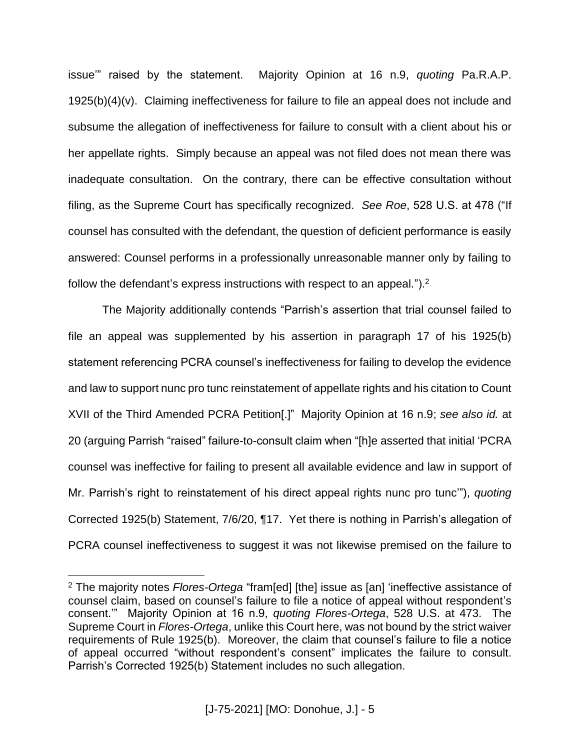issue'" raised by the statement. Majority Opinion at 16 n.9, *quoting* Pa.R.A.P. 1925(b)(4)(v). Claiming ineffectiveness for failure to file an appeal does not include and subsume the allegation of ineffectiveness for failure to consult with a client about his or her appellate rights. Simply because an appeal was not filed does not mean there was inadequate consultation. On the contrary, there can be effective consultation without filing, as the Supreme Court has specifically recognized. *See Roe*, 528 U.S. at 478 ("If counsel has consulted with the defendant, the question of deficient performance is easily answered: Counsel performs in a professionally unreasonable manner only by failing to follow the defendant's express instructions with respect to an appeal.").[2]

The Majority additionally contends "Parrish's assertion that trial counsel failed to file an appeal was supplemented by his assertion in paragraph 17 of his 1925(b) statement referencing PCRA counsel's ineffectiveness for failing to develop the evidence and law to support nunc pro tunc reinstatement of appellate rights and his citation to Count XVII of the Third Amended PCRA Petition[.]" Majority Opinion at 16 n.9; *see also id.* at 20 (arguing Parrish "raised" failure-to-consult claim when "[h]e asserted that initial 'PCRA counsel was ineffective for failing to present all available evidence and law in support of Mr. Parrish's right to reinstatement of his direct appeal rights nunc pro tunc'"), *quoting* Corrected 1925(b) Statement, 7/6/20, ¶17. Yet there is nothing in Parrish's allegation of PCRA counsel ineffectiveness to suggest it was not likewise premised on the failure to

---

[2] The majority notes *Flores-Ortega* "fram[ed] [the] issue as [an] 'ineffective assistance of counsel claim, based on counsel's failure to file a notice of appeal without respondent's consent.'" Majority Opinion at 16 n.9, *quoting Flores-Ortega*, 528 U.S. at 473. The Supreme Court in *Flores-Ortega*, unlike this Court here, was not bound by the strict waiver requirements of Rule 1925(b). Moreover, the claim that counsel's failure to file a notice of appeal occurred "without respondent's consent" implicates the failure to consult. Parrish's Corrected 1925(b) Statement includes no such allegation.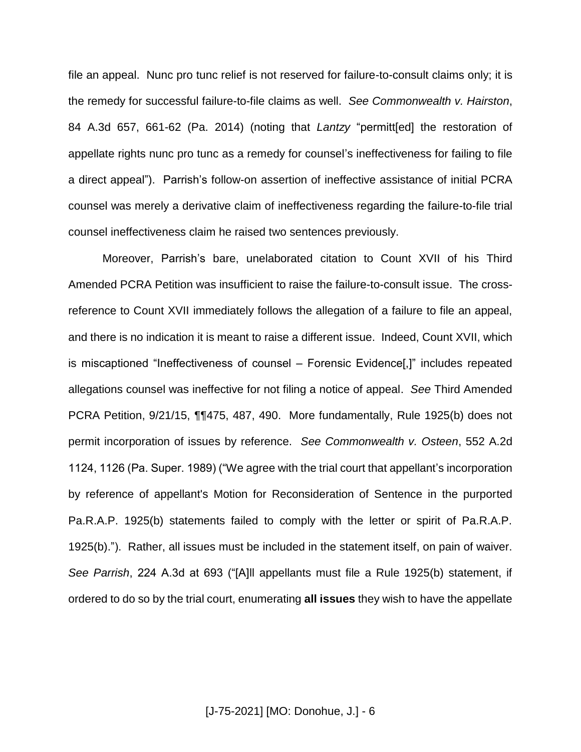file an appeal. Nunc pro tunc relief is not reserved for failure-to-consult claims only; it is the remedy for successful failure-to-file claims as well. *See Commonwealth v. Hairston*, 84 A.3d 657, 661-62 (Pa. 2014) (noting that *Lantzy* "permitt[ed] the restoration of appellate rights nunc pro tunc as a remedy for counsel's ineffectiveness for failing to file a direct appeal"). Parrish's follow-on assertion of ineffective assistance of initial PCRA counsel was merely a derivative claim of ineffectiveness regarding the failure-to-file trial counsel ineffectiveness claim he raised two sentences previously.

Moreover, Parrish's bare, unelaborated citation to Count XVII of his Third Amended PCRA Petition was insufficient to raise the failure-to-consult issue. The cross-reference to Count XVII immediately follows the allegation of a failure to file an appeal, and there is no indication it is meant to raise a different issue. Indeed, Count XVII, which is miscaptioned "Ineffectiveness of counsel – Forensic Evidence[,]" includes repeated allegations counsel was ineffective for not filing a notice of appeal. *See* Third Amended PCRA Petition, 9/21/15, ¶¶475, 487, 490. More fundamentally, Rule 1925(b) does not permit incorporation of issues by reference. *See Commonwealth v. Osteen*, 552 A.2d 1124, 1126 (Pa. Super. 1989) ("We agree with the trial court that appellant's incorporation by reference of appellant's Motion for Reconsideration of Sentence in the purported Pa.R.A.P. 1925(b) statements failed to comply with the letter or spirit of Pa.R.A.P. 1925(b)."). Rather, all issues must be included in the statement itself, on pain of waiver. *See Parrish*, 224 A.3d at 693 ("[A]ll appellants must file a Rule 1925(b) statement, if ordered to do so by the trial court, enumerating **all issues** they wish to have the appellate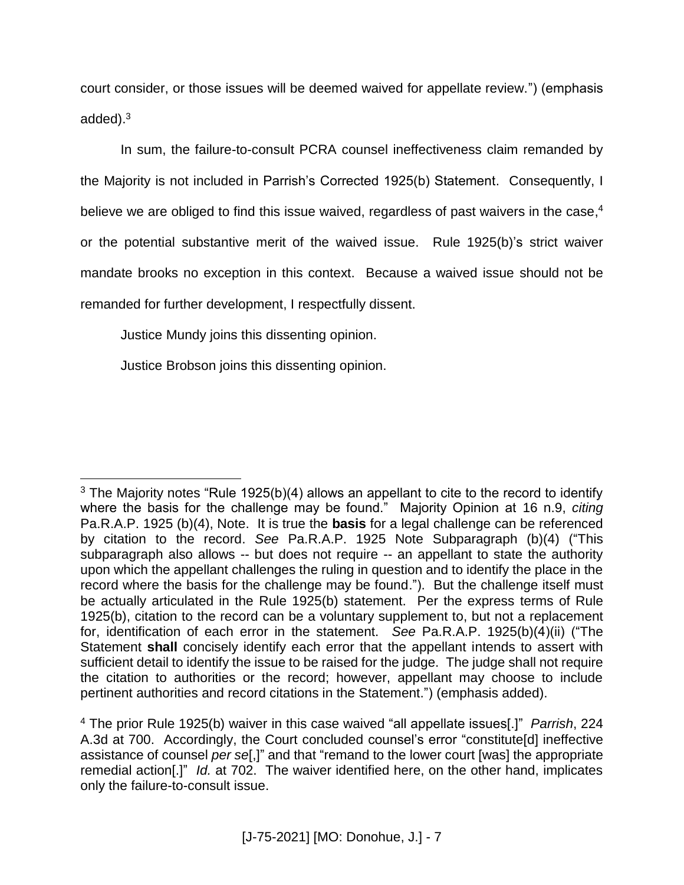court consider, or those issues will be deemed waived for appellate review.") (emphasis added).[3]

In sum, the failure-to-consult PCRA counsel ineffectiveness claim remanded by the Majority is not included in Parrish's Corrected 1925(b) Statement. Consequently, I believe we are obliged to find this issue waived, regardless of past waivers in the case,[4] or the potential substantive merit of the waived issue. Rule 1925(b)'s strict waiver mandate brooks no exception in this context. Because a waived issue should not be remanded for further development, I respectfully dissent.

Justice Mundy joins this dissenting opinion.

Justice Brobson joins this dissenting opinion.

---

[3] The Majority notes "Rule 1925(b)(4) allows an appellant to cite to the record to identify where the basis for the challenge may be found." Majority Opinion at 16 n.9, *citing* Pa.R.A.P. 1925 (b)(4), Note. It is true the **basis** for a legal challenge can be referenced by citation to the record. *See* Pa.R.A.P. 1925 Note Subparagraph (b)(4) ("This subparagraph also allows -- but does not require -- an appellant to state the authority upon which the appellant challenges the ruling in question and to identify the place in the record where the basis for the challenge may be found."). But the challenge itself must be actually articulated in the Rule 1925(b) statement. Per the express terms of Rule 1925(b), citation to the record can be a voluntary supplement to, but not a replacement for, identification of each error in the statement. *See* Pa.R.A.P. 1925(b)(4)(ii) ("The Statement **shall** concisely identify each error that the appellant intends to assert with sufficient detail to identify the issue to be raised for the judge. The judge shall not require the citation to authorities or the record; however, appellant may choose to include pertinent authorities and record citations in the Statement.") (emphasis added).

[4] The prior Rule 1925(b) waiver in this case waived "all appellate issues[.]" *Parrish*, 224 A.3d at 700. Accordingly, the Court concluded counsel's error "constitute[d] ineffective assistance of counsel *per se*[,]" and that "remand to the lower court [was] the appropriate remedial action[.]" *Id.* at 702. The waiver identified here, on the other hand, implicates only the failure-to-consult issue.